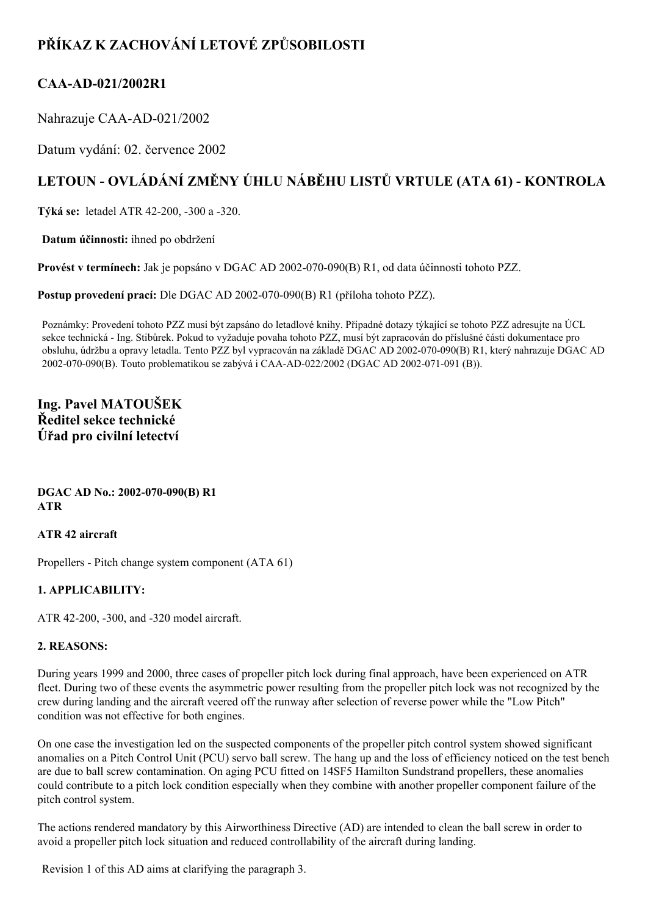# PŘÍKAZ K ZACHOVÁNÍ LETOVÉ ZPŮSOBILOSTI

## CAA-AD-021/2002R1

Nahrazuje CAA-AD-021/2002

Datum vydání: 02. července 2002

## LETOUN - OVLÁDÁNÍ ZMĚNY ÚHLU NÁBĚHU LISTŮ VRTULE (ATA 61) - KONTROLA

**Týká se:** letadel ATR 42-200, -300 a -320.

**Datum účinnosti:** ihned po obdržení

**Provést v termínech:** Jak je popsáno v DGAC AD 2002-070-090(B) R1, od data účinnosti tohoto PZZ.

**Postup provedení prací:** Dle DGAC AD 2002-070-090(B) R1 (příloha tohoto PZZ).

Poznámky: Provedení tohoto PZZ musí být zapsáno do letadlové knihy. Případné dotazy týkající se tohoto PZZ adresujte na ÚCL sekce technická - Ing. Stibůrek. Pokud to vyžaduje povaha tohoto PZZ, musí být zapracován do příslušné části dokumentace pro obsluhu, údržbu a opravy letadla. Tento PZZ byl vypracován na základě DGAC AD 2002-070-090(B) R1, který nahrazuje DGAC AD 2002-070-090(B). Touto problematikou se zabývá i CAA-AD-022/2002 (DGAC AD 2002-071-091 (B)).

**Ing. Pavel MATOUŠEK**
**Ředitel sekce technické**
**Úřad pro civilní letectví**

**DGAC AD No.: 2002-070-090(B) R1**
**ATR**

**ATR 42 aircraft**

Propellers - Pitch change system component (ATA 61)

### 1. APPLICABILITY:

ATR 42-200, -300, and -320 model aircraft.

### 2. REASONS:

During years 1999 and 2000, three cases of propeller pitch lock during final approach, have been experienced on ATR fleet. During two of these events the asymmetric power resulting from the propeller pitch lock was not recognized by the crew during landing and the aircraft veered off the runway after selection of reverse power while the "Low Pitch" condition was not effective for both engines.

On one case the investigation led on the suspected components of the propeller pitch control system showed significant anomalies on a Pitch Control Unit (PCU) servo ball screw. The hang up and the loss of efficiency noticed on the test bench are due to ball screw contamination. On aging PCU fitted on 14SF5 Hamilton Sundstrand propellers, these anomalies could contribute to a pitch lock condition especially when they combine with another propeller component failure of the pitch control system.

The actions rendered mandatory by this Airworthiness Directive (AD) are intended to clean the ball screw in order to avoid a propeller pitch lock situation and reduced controllability of the aircraft during landing.

Revision 1 of this AD aims at clarifying the paragraph 3.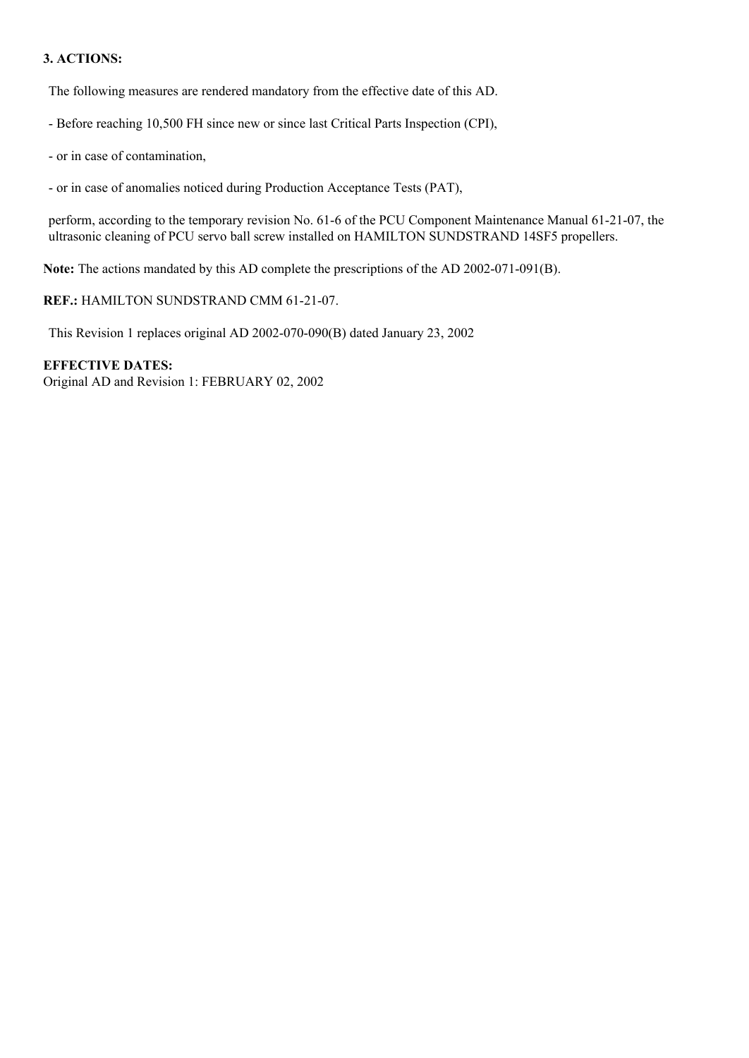**3. ACTIONS:**

The following measures are rendered mandatory from the effective date of this AD.

- Before reaching 10,500 FH since new or since last Critical Parts Inspection (CPI),

- or in case of contamination,

- or in case of anomalies noticed during Production Acceptance Tests (PAT),

perform, according to the temporary revision No. 61-6 of the PCU Component Maintenance Manual 61-21-07, the ultrasonic cleaning of PCU servo ball screw installed on HAMILTON SUNDSTRAND 14SF5 propellers.

**Note:** The actions mandated by this AD complete the prescriptions of the AD 2002-071-091(B).

**REF.:** HAMILTON SUNDSTRAND CMM 61-21-07.

This Revision 1 replaces original AD 2002-070-090(B) dated January 23, 2002

**EFFECTIVE DATES:**
Original AD and Revision 1: FEBRUARY 02, 2002